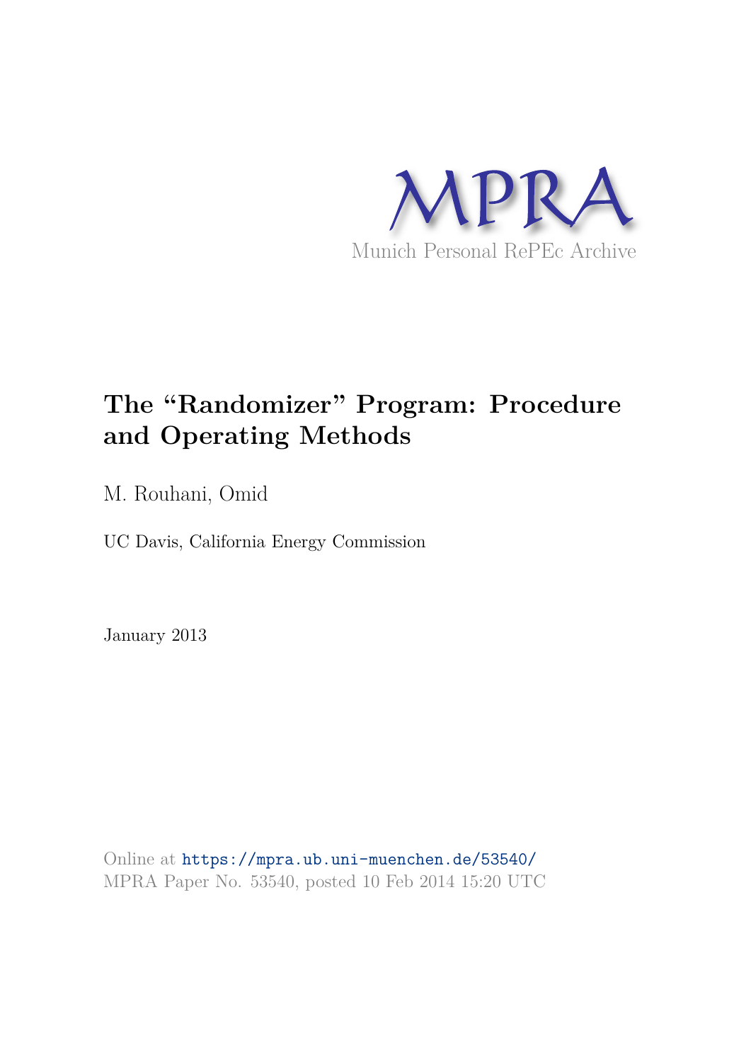MPRA

Munich Personal RePEc Archive

# The "Randomizer" Program: Procedure and Operating Methods

M. Rouhani, Omid

UC Davis, California Energy Commission

January 2013

Online at https://mpra.ub.uni-muenchen.de/53540/
MPRA Paper No. 53540, posted 10 Feb 2014 15:20 UTC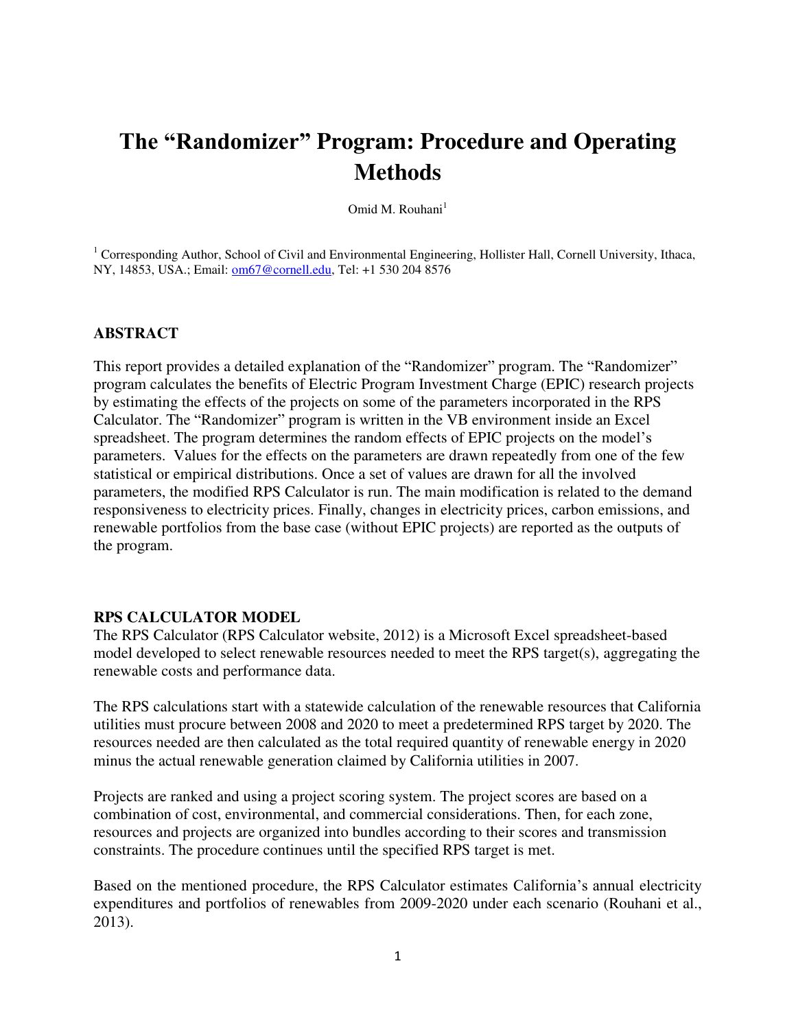# The "Randomizer" Program: Procedure and Operating Methods

Omid M. Rouhani[1]

[1] Corresponding Author, School of Civil and Environmental Engineering, Hollister Hall, Cornell University, Ithaca, NY, 14853, USA.; Email: om67@cornell.edu, Tel: +1 530 204 8576

## ABSTRACT

This report provides a detailed explanation of the "Randomizer" program. The "Randomizer" program calculates the benefits of Electric Program Investment Charge (EPIC) research projects by estimating the effects of the projects on some of the parameters incorporated in the RPS Calculator. The "Randomizer" program is written in the VB environment inside an Excel spreadsheet. The program determines the random effects of EPIC projects on the model's parameters. Values for the effects on the parameters are drawn repeatedly from one of the few statistical or empirical distributions. Once a set of values are drawn for all the involved parameters, the modified RPS Calculator is run. The main modification is related to the demand responsiveness to electricity prices. Finally, changes in electricity prices, carbon emissions, and renewable portfolios from the base case (without EPIC projects) are reported as the outputs of the program.

## RPS CALCULATOR MODEL

The RPS Calculator (RPS Calculator website, 2012) is a Microsoft Excel spreadsheet-based model developed to select renewable resources needed to meet the RPS target(s), aggregating the renewable costs and performance data.

The RPS calculations start with a statewide calculation of the renewable resources that California utilities must procure between 2008 and 2020 to meet a predetermined RPS target by 2020. The resources needed are then calculated as the total required quantity of renewable energy in 2020 minus the actual renewable generation claimed by California utilities in 2007.

Projects are ranked and using a project scoring system. The project scores are based on a combination of cost, environmental, and commercial considerations. Then, for each zone, resources and projects are organized into bundles according to their scores and transmission constraints. The procedure continues until the specified RPS target is met.

Based on the mentioned procedure, the RPS Calculator estimates California's annual electricity expenditures and portfolios of renewables from 2009-2020 under each scenario (Rouhani et al., 2013).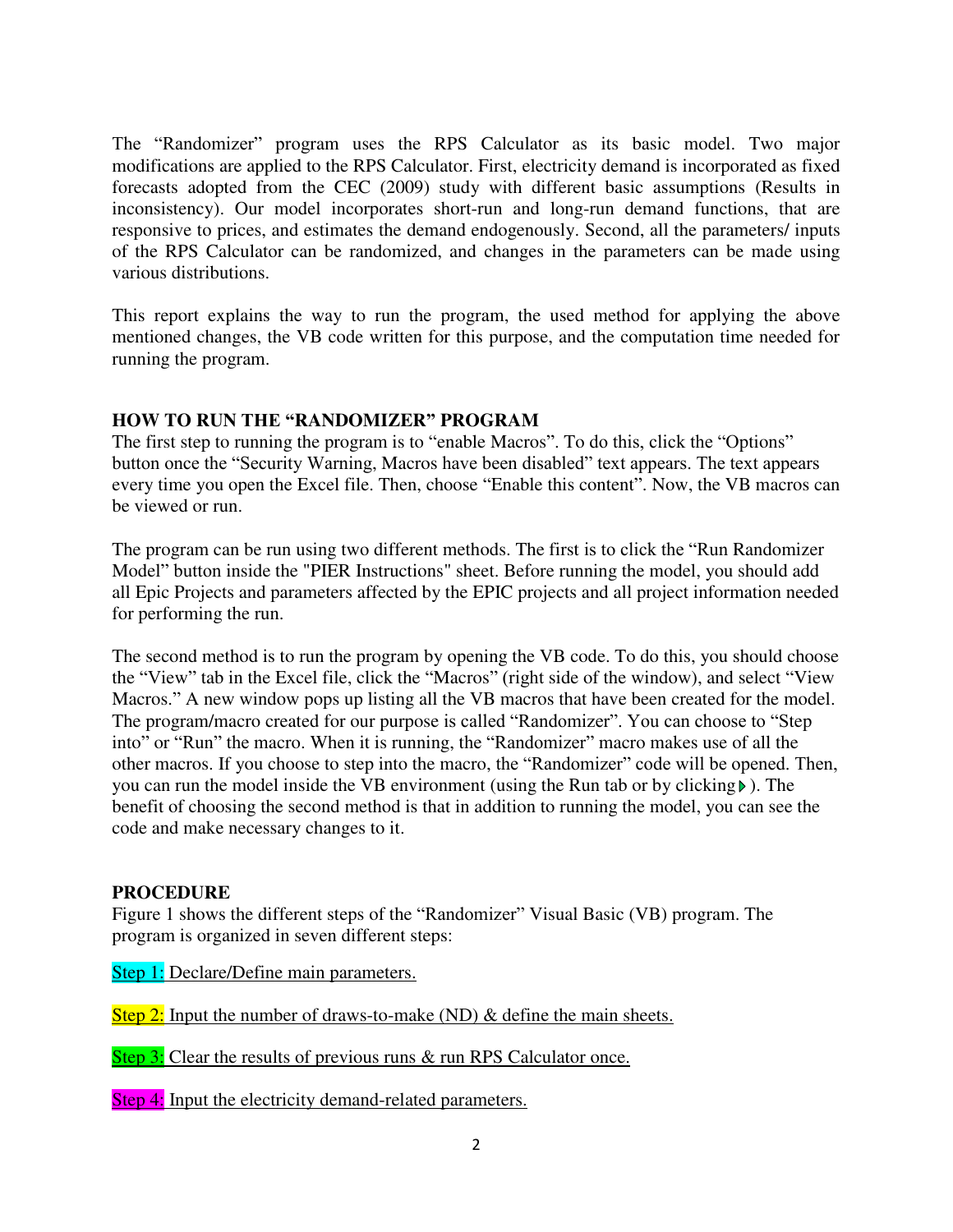The "Randomizer" program uses the RPS Calculator as its basic model. Two major modifications are applied to the RPS Calculator. First, electricity demand is incorporated as fixed forecasts adopted from the CEC (2009) study with different basic assumptions (Results in inconsistency). Our model incorporates short-run and long-run demand functions, that are responsive to prices, and estimates the demand endogenously. Second, all the parameters/ inputs of the RPS Calculator can be randomized, and changes in the parameters can be made using various distributions.

This report explains the way to run the program, the used method for applying the above mentioned changes, the VB code written for this purpose, and the computation time needed for running the program.

### HOW TO RUN THE "RANDOMIZER" PROGRAM

The first step to running the program is to "enable Macros". To do this, click the "Options" button once the "Security Warning, Macros have been disabled" text appears. The text appears every time you open the Excel file. Then, choose "Enable this content". Now, the VB macros can be viewed or run.

The program can be run using two different methods. The first is to click the "Run Randomizer Model" button inside the "PIER Instructions" sheet. Before running the model, you should add all Epic Projects and parameters affected by the EPIC projects and all project information needed for performing the run.

The second method is to run the program by opening the VB code. To do this, you should choose the "View" tab in the Excel file, click the "Macros" (right side of the window), and select "View Macros." A new window pops up listing all the VB macros that have been created for the model. The program/macro created for our purpose is called "Randomizer". You can choose to "Step into" or "Run" the macro. When it is running, the "Randomizer" macro makes use of all the other macros. If you choose to step into the macro, the "Randomizer" code will be opened. Then, you can run the model inside the VB environment (using the Run tab or by clicking ▶). The benefit of choosing the second method is that in addition to running the model, you can see the code and make necessary changes to it.

### PROCEDURE

Figure 1 shows the different steps of the "Randomizer" Visual Basic (VB) program. The program is organized in seven different steps:

Step 1: Declare/Define main parameters.

Step 2: Input the number of draws-to-make (ND) & define the main sheets.

Step 3: Clear the results of previous runs & run RPS Calculator once.

Step 4: Input the electricity demand-related parameters.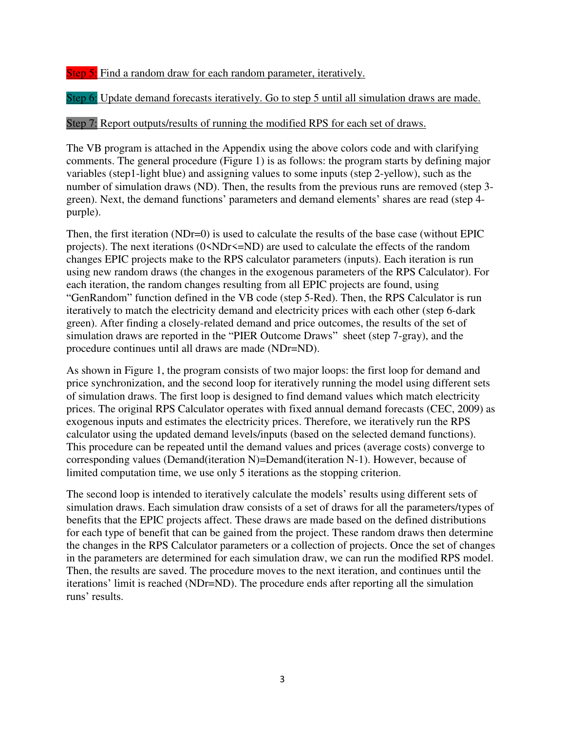Step 5: Find a random draw for each random parameter, iteratively.

Step 6: Update demand forecasts iteratively. Go to step 5 until all simulation draws are made.

Step 7: Report outputs/results of running the modified RPS for each set of draws.

The VB program is attached in the Appendix using the above colors code and with clarifying comments. The general procedure (Figure 1) is as follows: the program starts by defining major variables (step1-light blue) and assigning values to some inputs (step 2-yellow), such as the number of simulation draws (ND). Then, the results from the previous runs are removed (step 3-green). Next, the demand functions' parameters and demand elements' shares are read (step 4-purple).

Then, the first iteration (NDr=0) is used to calculate the results of the base case (without EPIC projects). The next iterations (0<NDr<=ND) are used to calculate the effects of the random changes EPIC projects make to the RPS calculator parameters (inputs). Each iteration is run using new random draws (the changes in the exogenous parameters of the RPS Calculator). For each iteration, the random changes resulting from all EPIC projects are found, using "GenRandom" function defined in the VB code (step 5-Red). Then, the RPS Calculator is run iteratively to match the electricity demand and electricity prices with each other (step 6-dark green). After finding a closely-related demand and price outcomes, the results of the set of simulation draws are reported in the "PIER Outcome Draws" sheet (step 7-gray), and the procedure continues until all draws are made (NDr=ND).

As shown in Figure 1, the program consists of two major loops: the first loop for demand and price synchronization, and the second loop for iteratively running the model using different sets of simulation draws. The first loop is designed to find demand values which match electricity prices. The original RPS Calculator operates with fixed annual demand forecasts (CEC, 2009) as exogenous inputs and estimates the electricity prices. Therefore, we iteratively run the RPS calculator using the updated demand levels/inputs (based on the selected demand functions). This procedure can be repeated until the demand values and prices (average costs) converge to corresponding values (Demand(iteration N)=Demand(iteration N-1). However, because of limited computation time, we use only 5 iterations as the stopping criterion.

The second loop is intended to iteratively calculate the models' results using different sets of simulation draws. Each simulation draw consists of a set of draws for all the parameters/types of benefits that the EPIC projects affect. These draws are made based on the defined distributions for each type of benefit that can be gained from the project. These random draws then determine the changes in the RPS Calculator parameters or a collection of projects. Once the set of changes in the parameters are determined for each simulation draw, we can run the modified RPS model. Then, the results are saved. The procedure moves to the next iteration, and continues until the iterations' limit is reached (NDr=ND). The procedure ends after reporting all the simulation runs' results.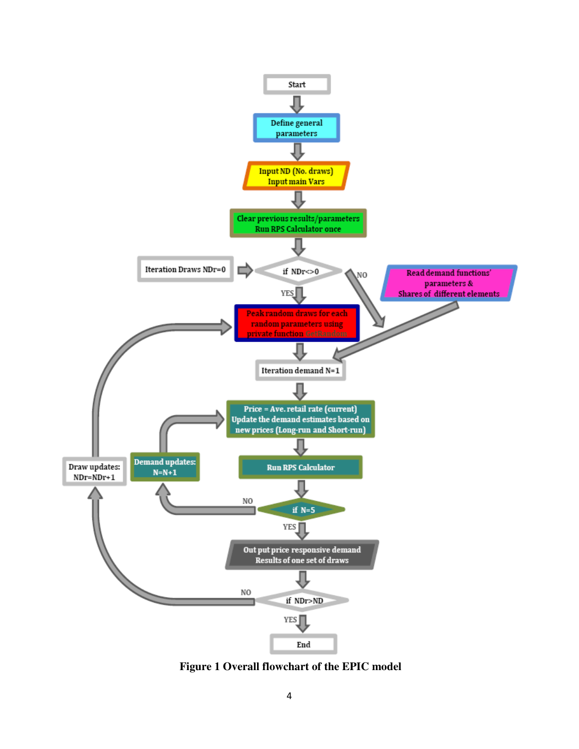**Figure 1 Overall flowchart of the EPIC model**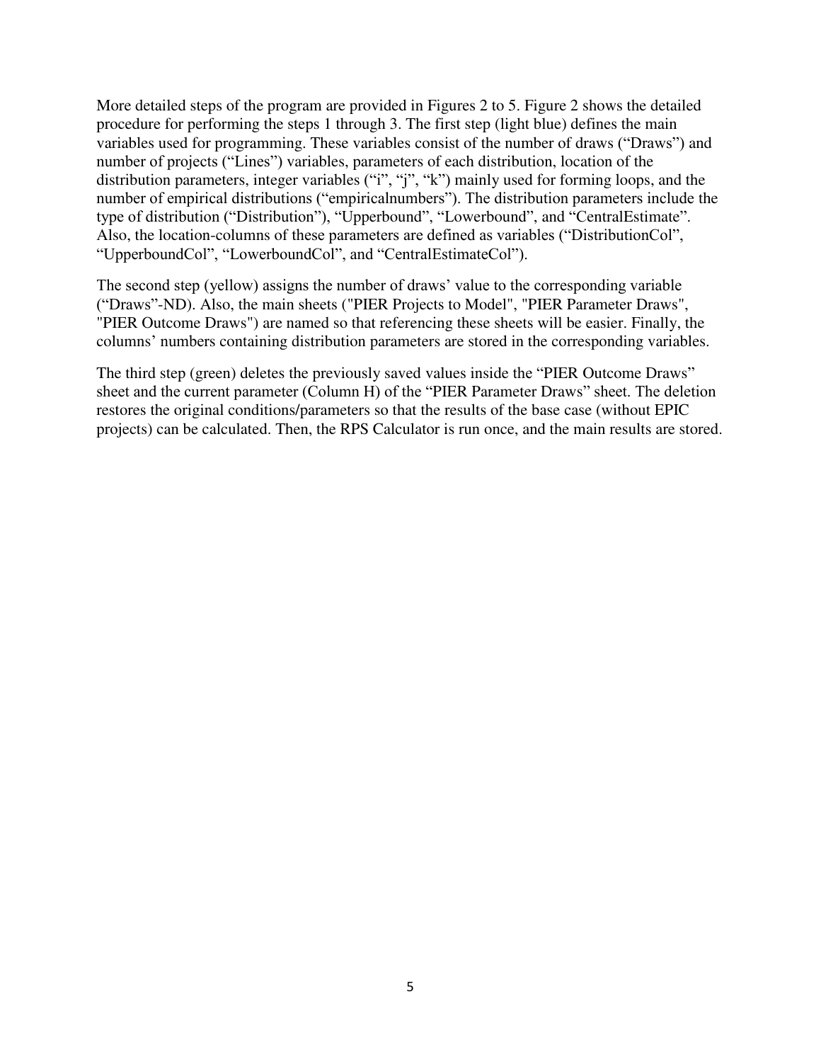More detailed steps of the program are provided in Figures 2 to 5. Figure 2 shows the detailed procedure for performing the steps 1 through 3. The first step (light blue) defines the main variables used for programming. These variables consist of the number of draws ("Draws") and number of projects ("Lines") variables, parameters of each distribution, location of the distribution parameters, integer variables ("i", "j", "k") mainly used for forming loops, and the number of empirical distributions ("empiricalnumbers"). The distribution parameters include the type of distribution ("Distribution"), "Upperbound", "Lowerbound", and "CentralEstimate". Also, the location-columns of these parameters are defined as variables ("DistributionCol", "UpperboundCol", "LowerboundCol", and "CentralEstimateCol").

The second step (yellow) assigns the number of draws' value to the corresponding variable ("Draws"-ND). Also, the main sheets ("PIER Projects to Model", "PIER Parameter Draws", "PIER Outcome Draws") are named so that referencing these sheets will be easier. Finally, the columns' numbers containing distribution parameters are stored in the corresponding variables.

The third step (green) deletes the previously saved values inside the "PIER Outcome Draws" sheet and the current parameter (Column H) of the "PIER Parameter Draws" sheet. The deletion restores the original conditions/parameters so that the results of the base case (without EPIC projects) can be calculated. Then, the RPS Calculator is run once, and the main results are stored.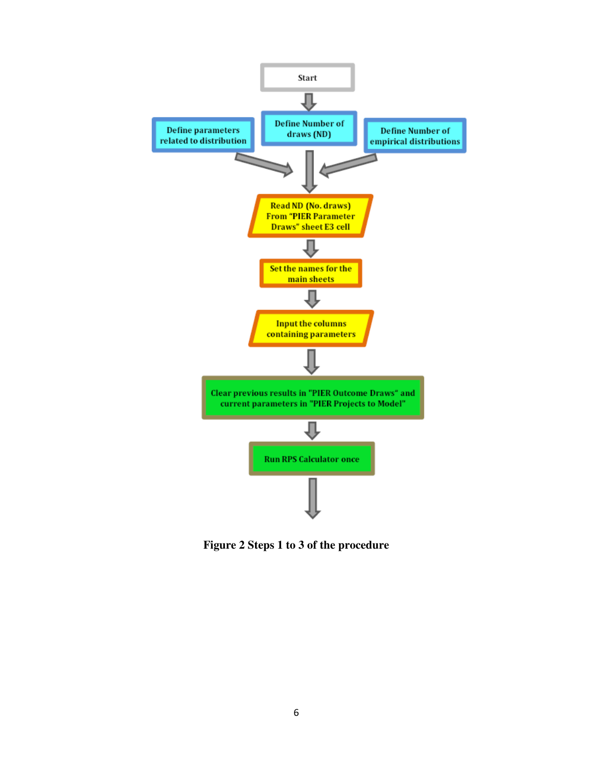Start

Define parameters related to distribution

Define Number of draws (ND)

Define Number of empirical distributions

Read ND (No. draws) From "PIER Parameter Draws" sheet E3 cell

Set the names for the main sheets

Input the columns containing parameters

Clear previous results in "PIER Outcome Draws" and current parameters in "PIER Projects to Model"

Run RPS Calculator once

**Figure 2 Steps 1 to 3 of the procedure**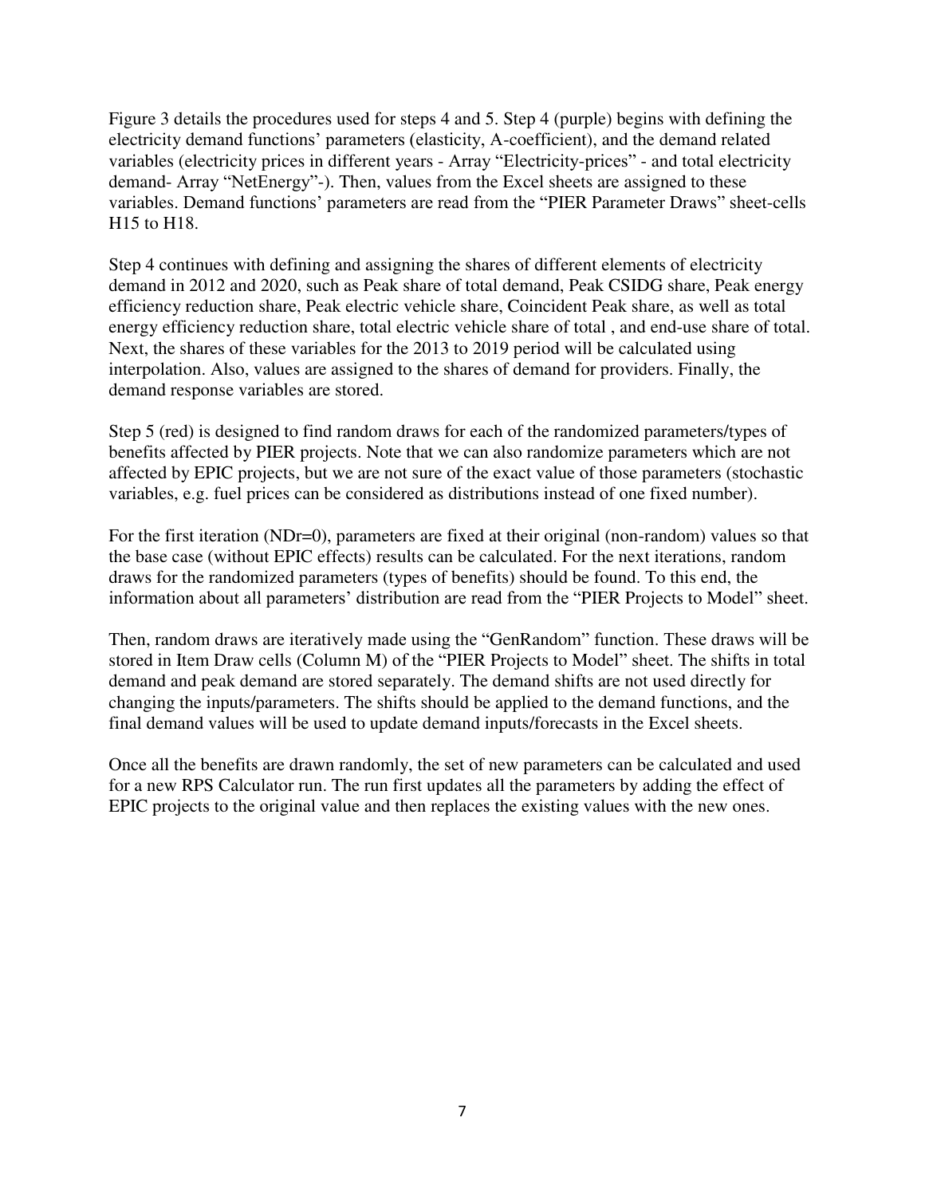Figure 3 details the procedures used for steps 4 and 5. Step 4 (purple) begins with defining the electricity demand functions' parameters (elasticity, A-coefficient), and the demand related variables (electricity prices in different years - Array "Electricity-prices" - and total electricity demand- Array "NetEnergy"-). Then, values from the Excel sheets are assigned to these variables. Demand functions' parameters are read from the "PIER Parameter Draws" sheet-cells H15 to H18.

Step 4 continues with defining and assigning the shares of different elements of electricity demand in 2012 and 2020, such as Peak share of total demand, Peak CSIDG share, Peak energy efficiency reduction share, Peak electric vehicle share, Coincident Peak share, as well as total energy efficiency reduction share, total electric vehicle share of total , and end-use share of total. Next, the shares of these variables for the 2013 to 2019 period will be calculated using interpolation. Also, values are assigned to the shares of demand for providers. Finally, the demand response variables are stored.

Step 5 (red) is designed to find random draws for each of the randomized parameters/types of benefits affected by PIER projects. Note that we can also randomize parameters which are not affected by EPIC projects, but we are not sure of the exact value of those parameters (stochastic variables, e.g. fuel prices can be considered as distributions instead of one fixed number).

For the first iteration (NDr=0), parameters are fixed at their original (non-random) values so that the base case (without EPIC effects) results can be calculated. For the next iterations, random draws for the randomized parameters (types of benefits) should be found. To this end, the information about all parameters' distribution are read from the "PIER Projects to Model" sheet.

Then, random draws are iteratively made using the "GenRandom" function. These draws will be stored in Item Draw cells (Column M) of the "PIER Projects to Model" sheet. The shifts in total demand and peak demand are stored separately. The demand shifts are not used directly for changing the inputs/parameters. The shifts should be applied to the demand functions, and the final demand values will be used to update demand inputs/forecasts in the Excel sheets.

Once all the benefits are drawn randomly, the set of new parameters can be calculated and used for a new RPS Calculator run. The run first updates all the parameters by adding the effect of EPIC projects to the original value and then replaces the existing values with the new ones.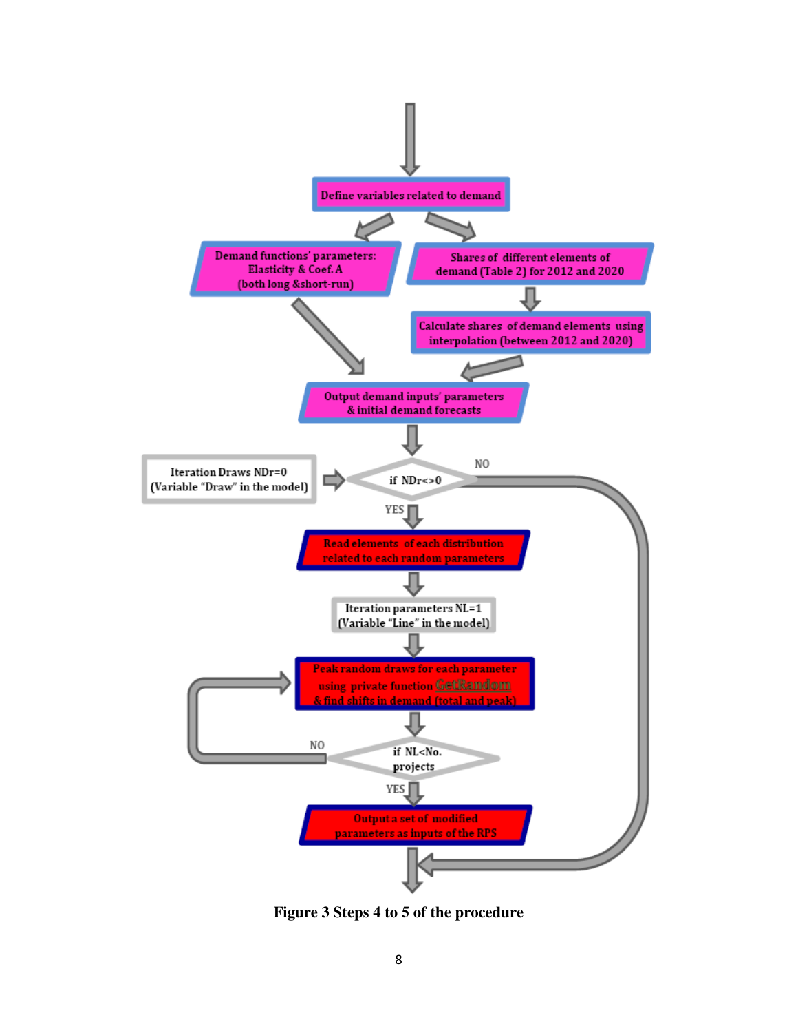Define variables related to demand

Demand functions' parameters: Elasticity & Coef. A (both long &short-run)

Shares of different elements of demand (Table 2) for 2012 and 2020

Calculate shares of demand elements using interpolation (between 2012 and 2020)

Output demand inputs' parameters & initial demand forecasts

Iteration Draws NDr=0 (Variable "Draw" in the model)

if NDr<>0

NO

YES

Read elements of each distribution related to each random parameters

Iteration parameters NL=1 (Variable "Line" in the model)

Peak random draws for each parameter using private function GetRandom & find shifts in demand (total and peak)

if NL<No. projects

NO

YES

Output a set of modified parameters as inputs of the RPS

**Figure 3 Steps 4 to 5 of the procedure**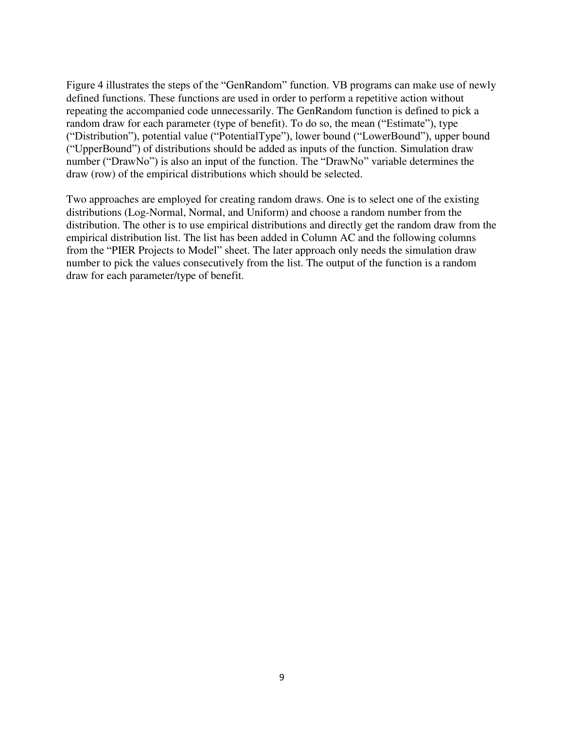Figure 4 illustrates the steps of the "GenRandom" function. VB programs can make use of newly defined functions. These functions are used in order to perform a repetitive action without repeating the accompanied code unnecessarily. The GenRandom function is defined to pick a random draw for each parameter (type of benefit). To do so, the mean ("Estimate"), type ("Distribution"), potential value ("PotentialType"), lower bound ("LowerBound"), upper bound ("UpperBound") of distributions should be added as inputs of the function. Simulation draw number ("DrawNo") is also an input of the function. The "DrawNo" variable determines the draw (row) of the empirical distributions which should be selected.

Two approaches are employed for creating random draws. One is to select one of the existing distributions (Log-Normal, Normal, and Uniform) and choose a random number from the distribution. The other is to use empirical distributions and directly get the random draw from the empirical distribution list. The list has been added in Column AC and the following columns from the "PIER Projects to Model" sheet. The later approach only needs the simulation draw number to pick the values consecutively from the list. The output of the function is a random draw for each parameter/type of benefit.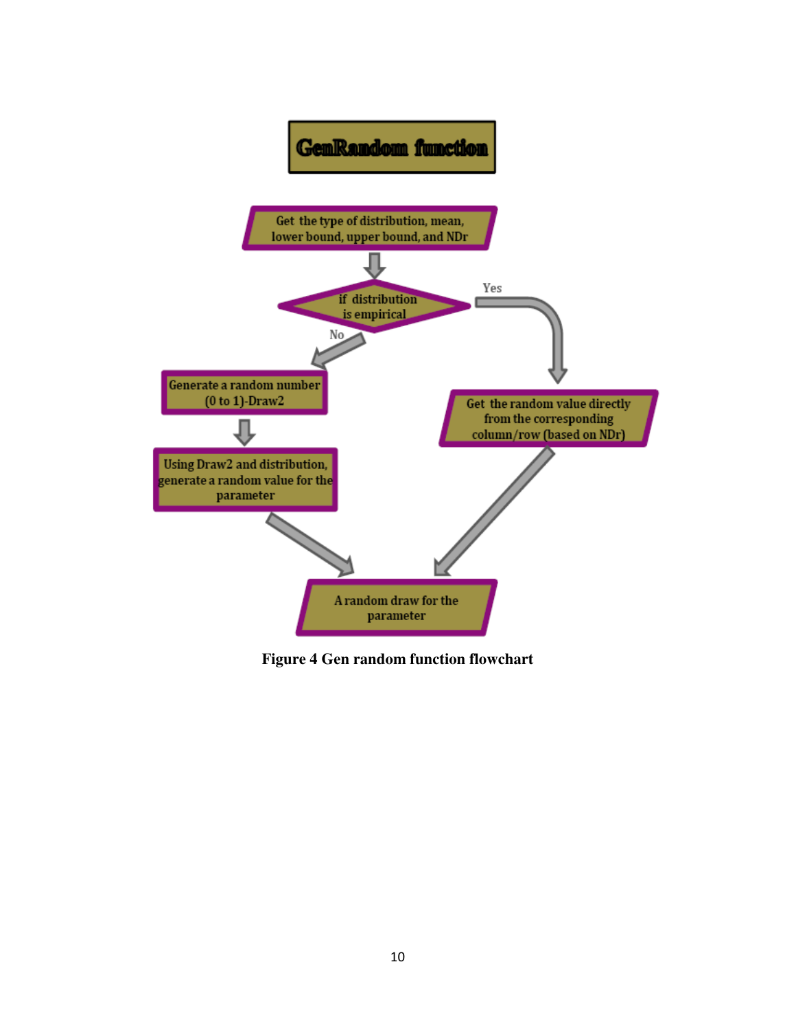GenRandom function

Get the type of distribution, mean, lower bound, upper bound, and NDr

if distribution is empirical

Yes

No

Generate a random number (0 to 1)-Draw2

Get the random value directly from the corresponding column/row (based on NDr)

Using Draw2 and distribution, generate a random value for the parameter

A random draw for the parameter

**Figure 4 Gen random function flowchart**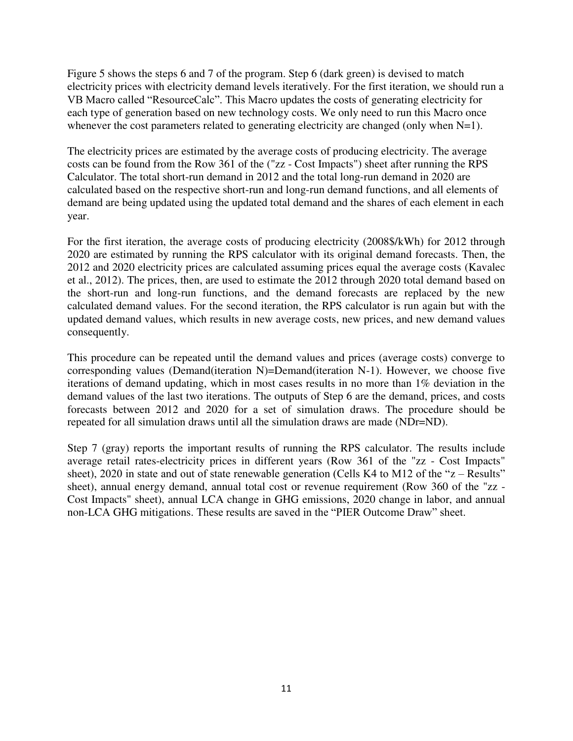Figure 5 shows the steps 6 and 7 of the program. Step 6 (dark green) is devised to match electricity prices with electricity demand levels iteratively. For the first iteration, we should run a VB Macro called “ResourceCalc”. This Macro updates the costs of generating electricity for each type of generation based on new technology costs. We only need to run this Macro once whenever the cost parameters related to generating electricity are changed (only when N=1).

The electricity prices are estimated by the average costs of producing electricity. The average costs can be found from the Row 361 of the ("zz - Cost Impacts") sheet after running the RPS Calculator. The total short-run demand in 2012 and the total long-run demand in 2020 are calculated based on the respective short-run and long-run demand functions, and all elements of demand are being updated using the updated total demand and the shares of each element in each year.

For the first iteration, the average costs of producing electricity (2008$/kWh) for 2012 through 2020 are estimated by running the RPS calculator with its original demand forecasts. Then, the 2012 and 2020 electricity prices are calculated assuming prices equal the average costs (Kavalec et al., 2012). The prices, then, are used to estimate the 2012 through 2020 total demand based on the short-run and long-run functions, and the demand forecasts are replaced by the new calculated demand values. For the second iteration, the RPS calculator is run again but with the updated demand values, which results in new average costs, new prices, and new demand values consequently.

This procedure can be repeated until the demand values and prices (average costs) converge to corresponding values (Demand(iteration N)=Demand(iteration N-1). However, we choose five iterations of demand updating, which in most cases results in no more than 1% deviation in the demand values of the last two iterations. The outputs of Step 6 are the demand, prices, and costs forecasts between 2012 and 2020 for a set of simulation draws. The procedure should be repeated for all simulation draws until all the simulation draws are made (NDr=ND).

Step 7 (gray) reports the important results of running the RPS calculator. The results include average retail rates-electricity prices in different years (Row 361 of the "zz - Cost Impacts" sheet), 2020 in state and out of state renewable generation (Cells K4 to M12 of the “z – Results” sheet), annual energy demand, annual total cost or revenue requirement (Row 360 of the "zz - Cost Impacts" sheet), annual LCA change in GHG emissions, 2020 change in labor, and annual non-LCA GHG mitigations. These results are saved in the “PIER Outcome Draw” sheet.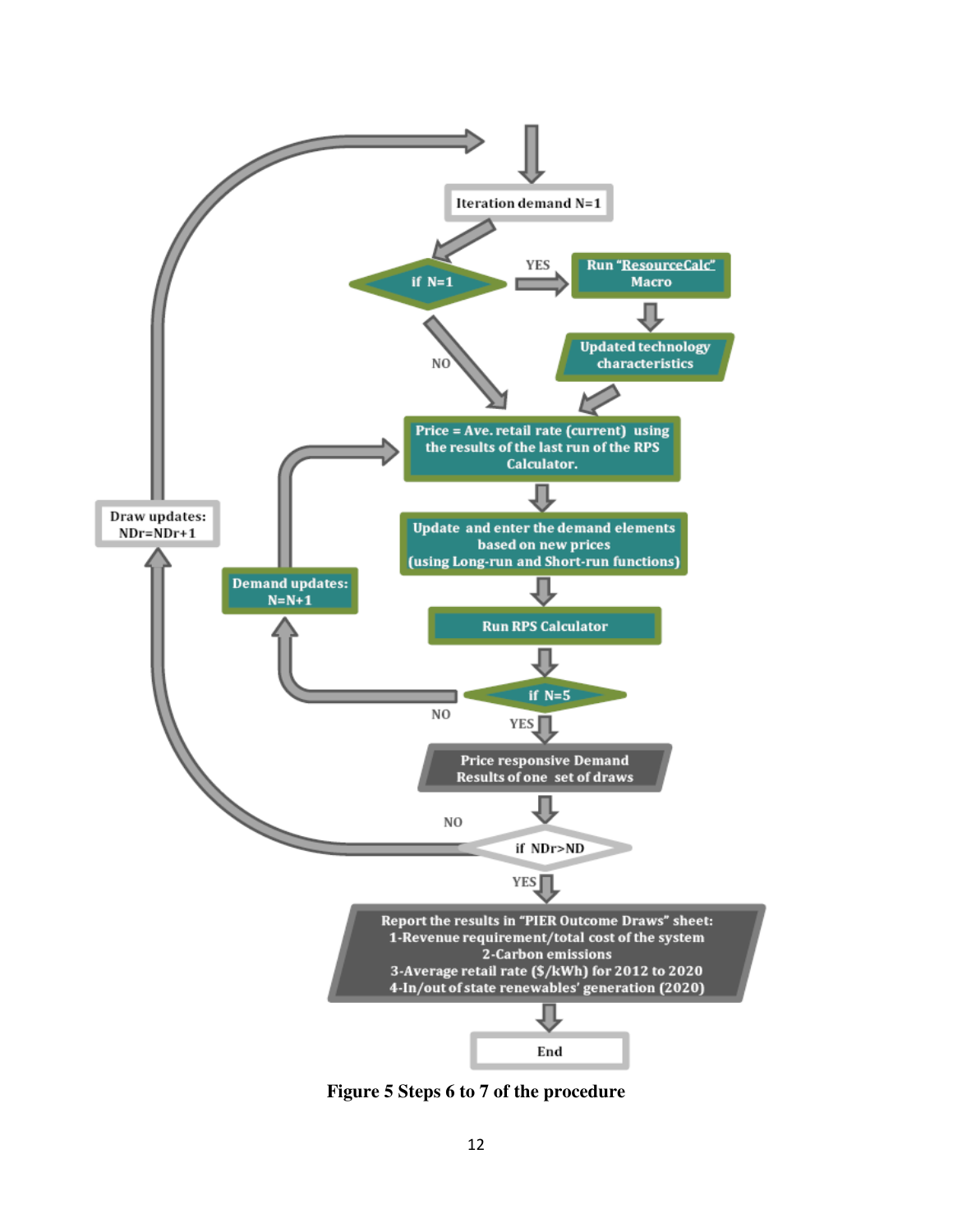Iteration demand N=1

if N=1

YES → Run "ResourceCalc" Macro → Updated technology characteristics

NO

Price = Ave. retail rate (current) using the results of the last run of the RPS Calculator.

Update and enter the demand elements based on new prices (using Long-run and Short-run functions)

Run RPS Calculator

if N=5

NO → Demand updates: N=N+1

YES → Price responsive Demand Results of one set of draws

if NDr>ND

NO → Draw updates: NDr=NDr+1

YES → Report the results in "PIER Outcome Draws" sheet:
1-Revenue requirement/total cost of the system
2-Carbon emissions
3-Average retail rate ($/kWh) for 2012 to 2020
4-In/out of state renewables' generation (2020)

End

**Figure 5 Steps 6 to 7 of the procedure**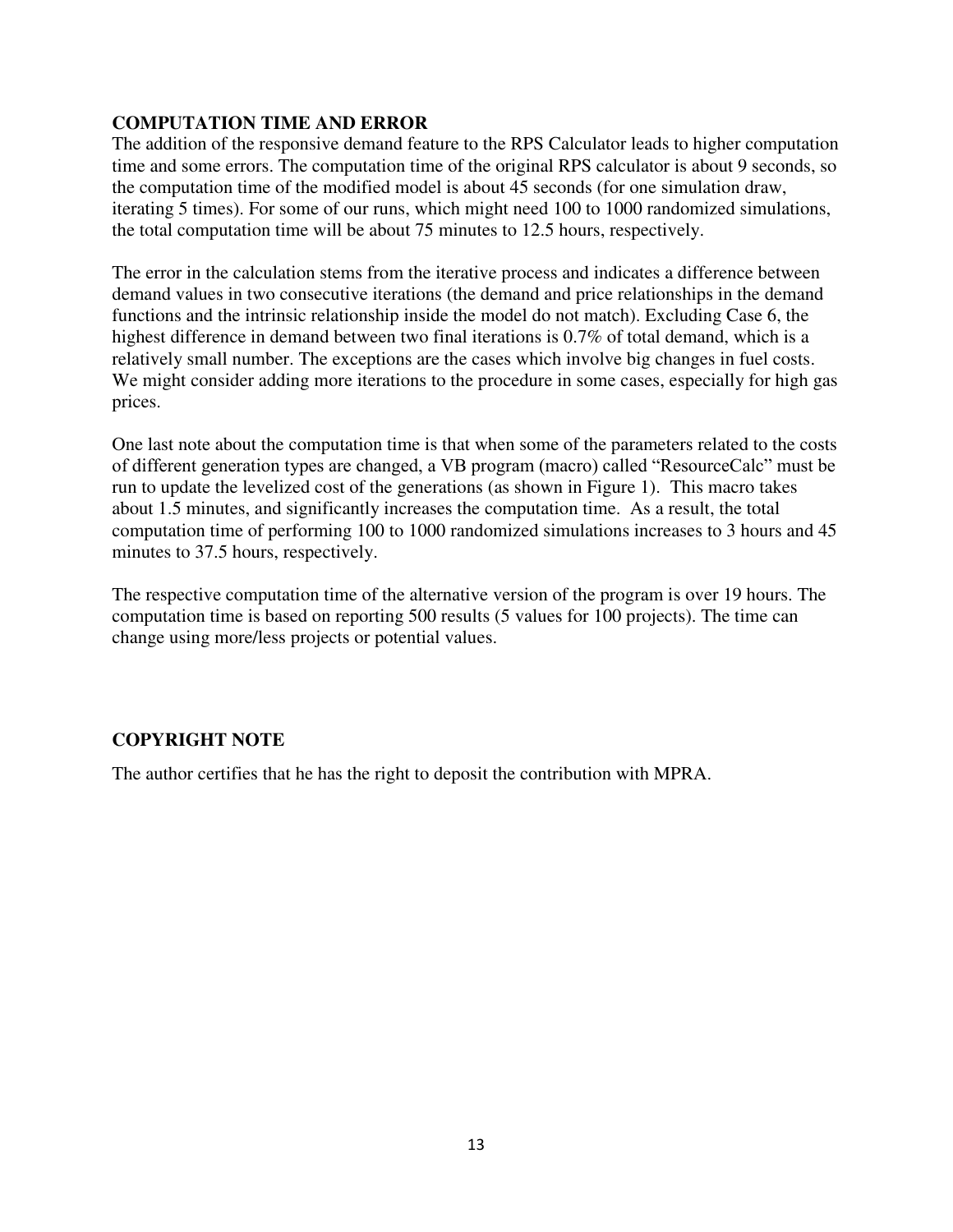## COMPUTATION TIME AND ERROR

The addition of the responsive demand feature to the RPS Calculator leads to higher computation time and some errors. The computation time of the original RPS calculator is about 9 seconds, so the computation time of the modified model is about 45 seconds (for one simulation draw, iterating 5 times). For some of our runs, which might need 100 to 1000 randomized simulations, the total computation time will be about 75 minutes to 12.5 hours, respectively.

The error in the calculation stems from the iterative process and indicates a difference between demand values in two consecutive iterations (the demand and price relationships in the demand functions and the intrinsic relationship inside the model do not match). Excluding Case 6, the highest difference in demand between two final iterations is 0.7% of total demand, which is a relatively small number. The exceptions are the cases which involve big changes in fuel costs. We might consider adding more iterations to the procedure in some cases, especially for high gas prices.

One last note about the computation time is that when some of the parameters related to the costs of different generation types are changed, a VB program (macro) called "ResourceCalc" must be run to update the levelized cost of the generations (as shown in Figure 1). This macro takes about 1.5 minutes, and significantly increases the computation time. As a result, the total computation time of performing 100 to 1000 randomized simulations increases to 3 hours and 45 minutes to 37.5 hours, respectively.

The respective computation time of the alternative version of the program is over 19 hours. The computation time is based on reporting 500 results (5 values for 100 projects). The time can change using more/less projects or potential values.

## COPYRIGHT NOTE

The author certifies that he has the right to deposit the contribution with MPRA.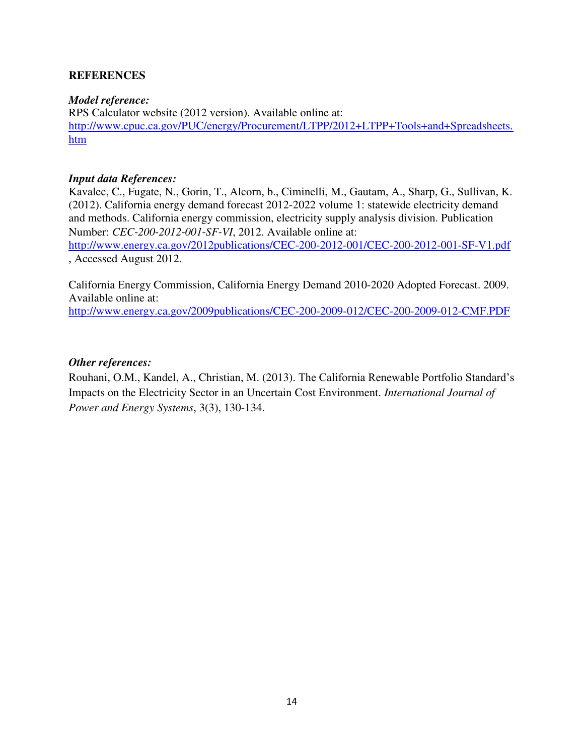## REFERENCES

***Model reference:***

RPS Calculator website (2012 version). Available online at: http://www.cpuc.ca.gov/PUC/energy/Procurement/LTPP/2012+LTPP+Tools+and+Spreadsheets.htm

***Input data References:***

Kavalec, C., Fugate, N., Gorin, T., Alcorn, b., Ciminelli, M., Gautam, A., Sharp, G., Sullivan, K. (2012). California energy demand forecast 2012-2022 volume 1: statewide electricity demand and methods. California energy commission, electricity supply analysis division. Publication Number: *CEC-200-2012-001-SF-VI*, 2012. Available online at: http://www.energy.ca.gov/2012publications/CEC-200-2012-001/CEC-200-2012-001-SF-V1.pdf , Accessed August 2012.

California Energy Commission, California Energy Demand 2010-2020 Adopted Forecast. 2009. Available online at: http://www.energy.ca.gov/2009publications/CEC-200-2009-012/CEC-200-2009-012-CMF.PDF

***Other references:***

Rouhani, O.M., Kandel, A., Christian, M. (2013). The California Renewable Portfolio Standard's Impacts on the Electricity Sector in an Uncertain Cost Environment. *International Journal of Power and Energy Systems*, 3(3), 130-134.